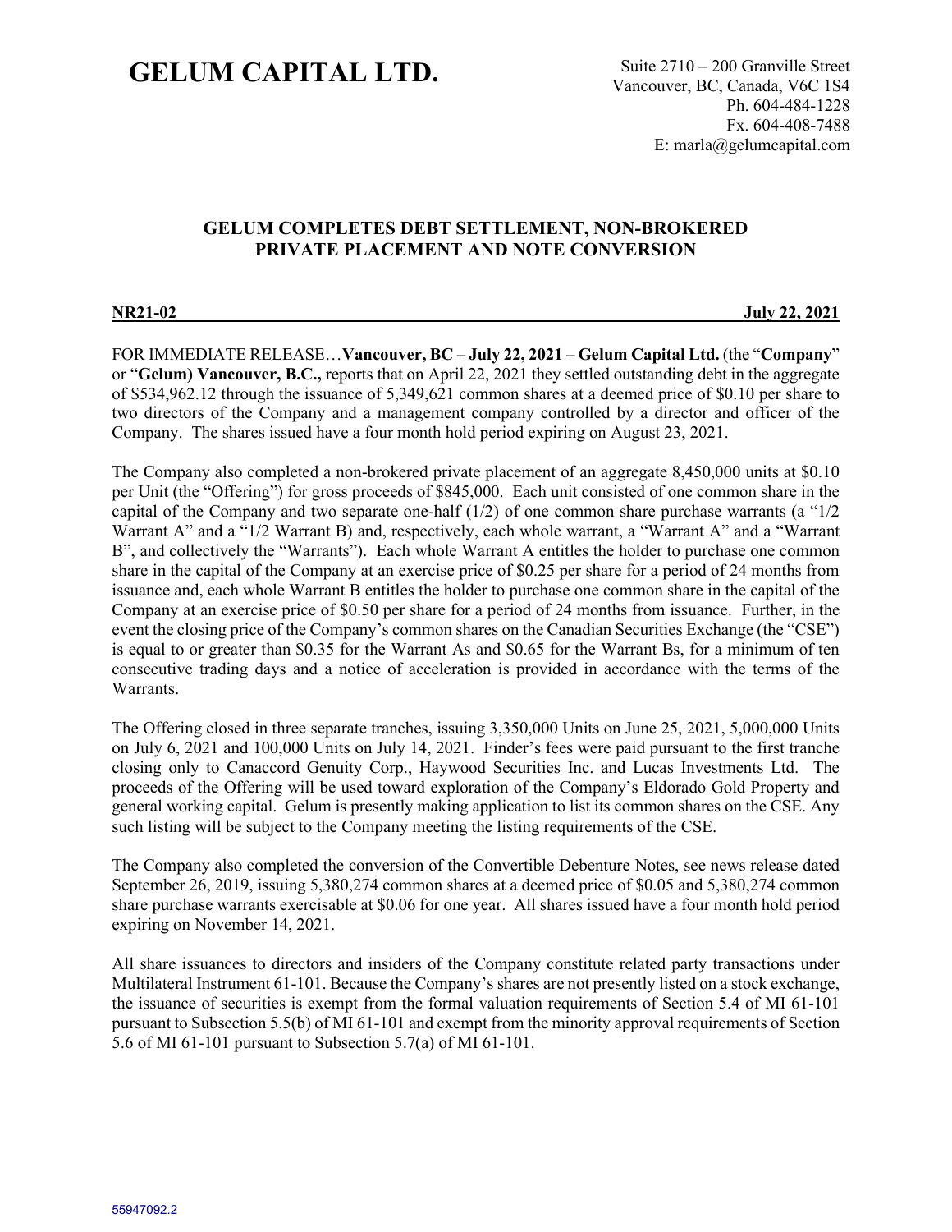# GELUM CAPITAL LTD.

Suite 2710 – 200 Granville Street
Vancouver, BC, Canada, V6C 1S4
Ph. 604-484-1228
Fx. 604-408-7488
E: marla@gelumcapital.com

## GELUM COMPLETES DEBT SETTLEMENT, NON-BROKERED PRIVATE PLACEMENT AND NOTE CONVERSION

**NR21-02** **July 22, 2021**

FOR IMMEDIATE RELEASE…**Vancouver, BC – July 22, 2021 – Gelum Capital Ltd.** (the "**Company**" or "**Gelum) Vancouver, B.C.,** reports that on April 22, 2021 they settled outstanding debt in the aggregate of $534,962.12 through the issuance of 5,349,621 common shares at a deemed price of $0.10 per share to two directors of the Company and a management company controlled by a director and officer of the Company. The shares issued have a four month hold period expiring on August 23, 2021.

The Company also completed a non-brokered private placement of an aggregate 8,450,000 units at $0.10 per Unit (the "Offering") for gross proceeds of $845,000. Each unit consisted of one common share in the capital of the Company and two separate one-half (1/2) of one common share purchase warrants (a "1/2 Warrant A" and a "1/2 Warrant B) and, respectively, each whole warrant, a "Warrant A" and a "Warrant B", and collectively the "Warrants"). Each whole Warrant A entitles the holder to purchase one common share in the capital of the Company at an exercise price of $0.25 per share for a period of 24 months from issuance and, each whole Warrant B entitles the holder to purchase one common share in the capital of the Company at an exercise price of $0.50 per share for a period of 24 months from issuance. Further, in the event the closing price of the Company's common shares on the Canadian Securities Exchange (the "CSE") is equal to or greater than $0.35 for the Warrant As and $0.65 for the Warrant Bs, for a minimum of ten consecutive trading days and a notice of acceleration is provided in accordance with the terms of the Warrants.

The Offering closed in three separate tranches, issuing 3,350,000 Units on June 25, 2021, 5,000,000 Units on July 6, 2021 and 100,000 Units on July 14, 2021. Finder's fees were paid pursuant to the first tranche closing only to Canaccord Genuity Corp., Haywood Securities Inc. and Lucas Investments Ltd. The proceeds of the Offering will be used toward exploration of the Company's Eldorado Gold Property and general working capital. Gelum is presently making application to list its common shares on the CSE. Any such listing will be subject to the Company meeting the listing requirements of the CSE.

The Company also completed the conversion of the Convertible Debenture Notes, see news release dated September 26, 2019, issuing 5,380,274 common shares at a deemed price of $0.05 and 5,380,274 common share purchase warrants exercisable at $0.06 for one year. All shares issued have a four month hold period expiring on November 14, 2021.

All share issuances to directors and insiders of the Company constitute related party transactions under Multilateral Instrument 61-101. Because the Company's shares are not presently listed on a stock exchange, the issuance of securities is exempt from the formal valuation requirements of Section 5.4 of MI 61-101 pursuant to Subsection 5.5(b) of MI 61-101 and exempt from the minority approval requirements of Section 5.6 of MI 61-101 pursuant to Subsection 5.7(a) of MI 61-101.

55947092.2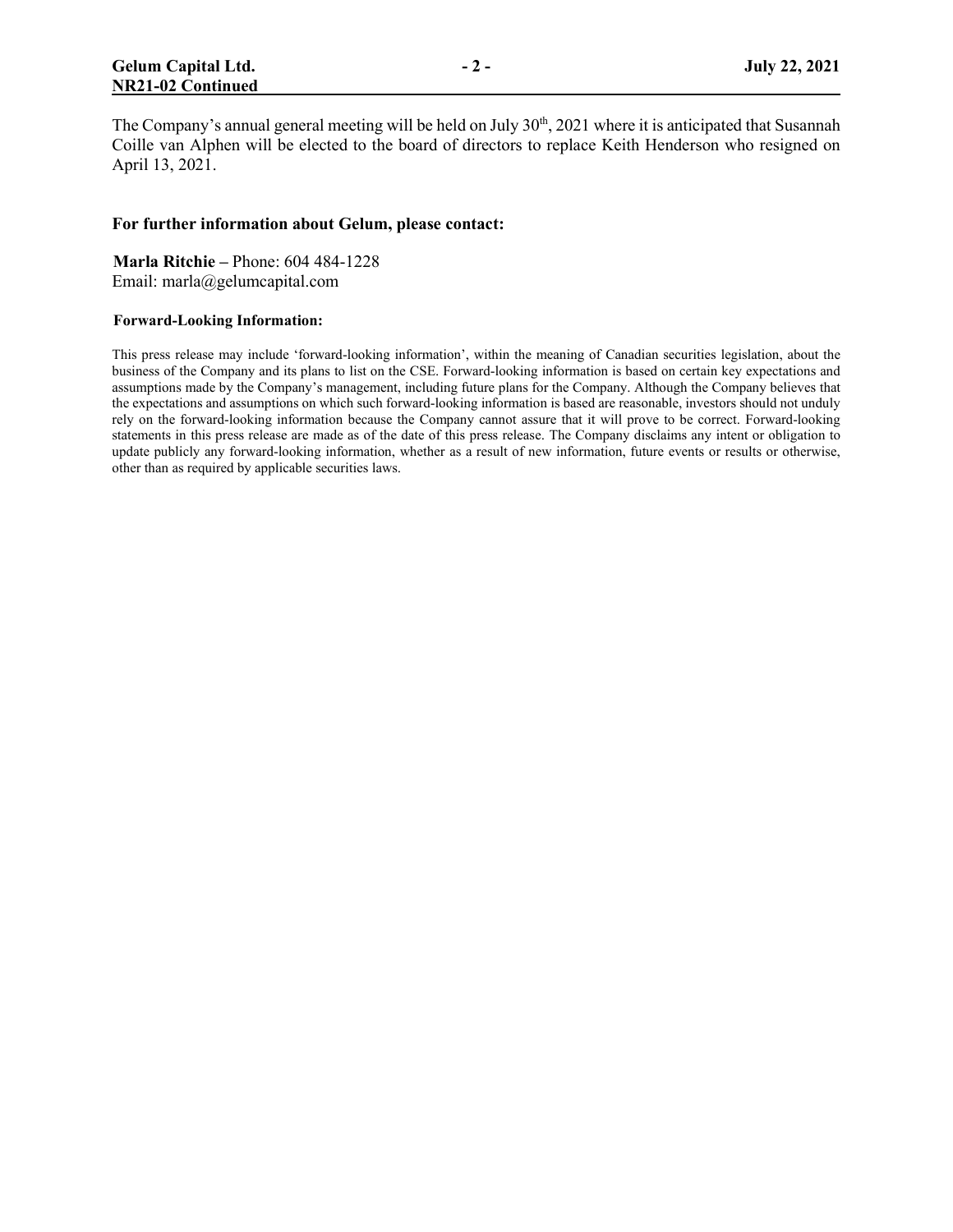The Company's annual general meeting will be held on July 30th, 2021 where it is anticipated that Susannah Coille van Alphen will be elected to the board of directors to replace Keith Henderson who resigned on April 13, 2021.

**For further information about Gelum, please contact:**

**Marla Ritchie –** Phone: 604 484-1228
Email: marla@gelumcapital.com

**Forward-Looking Information:**

This press release may include 'forward-looking information', within the meaning of Canadian securities legislation, about the business of the Company and its plans to list on the CSE. Forward-looking information is based on certain key expectations and assumptions made by the Company's management, including future plans for the Company. Although the Company believes that the expectations and assumptions on which such forward-looking information is based are reasonable, investors should not unduly rely on the forward-looking information because the Company cannot assure that it will prove to be correct. Forward-looking statements in this press release are made as of the date of this press release. The Company disclaims any intent or obligation to update publicly any forward-looking information, whether as a result of new information, future events or results or otherwise, other than as required by applicable securities laws.